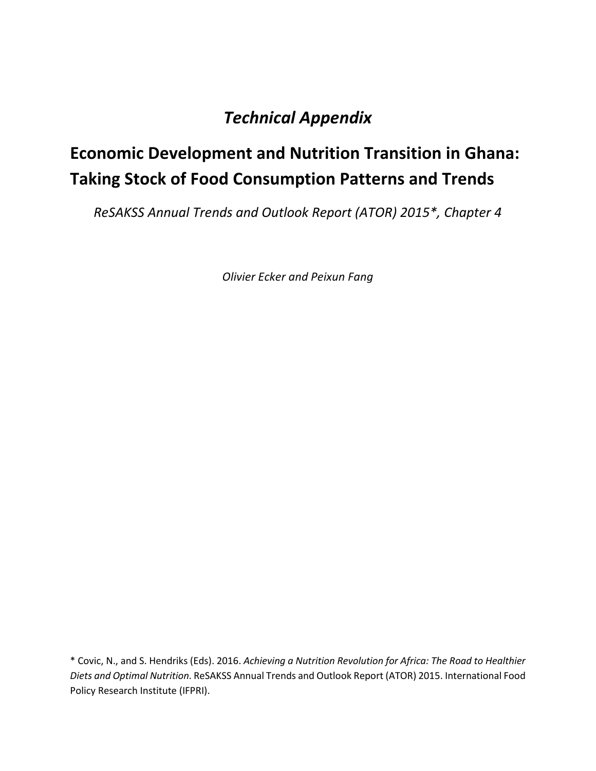## *Technical Appendix*

# Economic Development and Nutrition Transition in Ghana: Taking Stock of Food Consumption Patterns and Trends

*ReSAKSS Annual Trends and Outlook Report (ATOR) 2015\*, Chapter 4*

*Olivier Ecker and Peixun Fang*

\* Covic, N., and S. Hendriks (Eds). 2016. *Achieving a Nutrition Revolution for Africa: The Road to Healthier Diets and Optimal Nutrition.* ReSAKSS Annual Trends and Outlook Report (ATOR) 2015. International Food Policy Research Institute (IFPRI).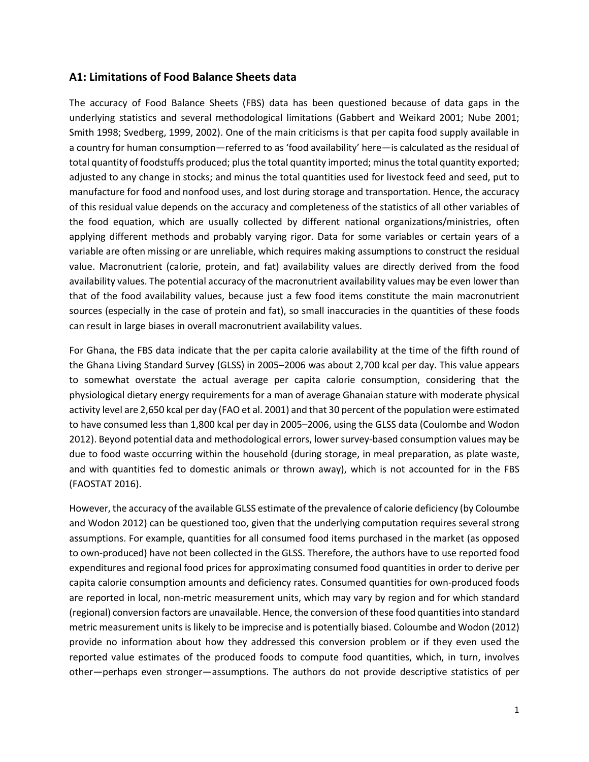## A1: Limitations of Food Balance Sheets data

The accuracy of Food Balance Sheets (FBS) data has been questioned because of data gaps in the underlying statistics and several methodological limitations (Gabbert and Weikard 2001; Nube 2001; Smith 1998; Svedberg, 1999, 2002). One of the main criticisms is that per capita food supply available in a country for human consumption—referred to as 'food availability' here—is calculated as the residual of total quantity of foodstuffs produced; plus the total quantity imported; minus the total quantity exported; adjusted to any change in stocks; and minus the total quantities used for livestock feed and seed, put to manufacture for food and nonfood uses, and lost during storage and transportation. Hence, the accuracy of this residual value depends on the accuracy and completeness of the statistics of all other variables of the food equation, which are usually collected by different national organizations/ministries, often applying different methods and probably varying rigor. Data for some variables or certain years of a variable are often missing or are unreliable, which requires making assumptions to construct the residual value. Macronutrient (calorie, protein, and fat) availability values are directly derived from the food availability values. The potential accuracy of the macronutrient availability values may be even lower than that of the food availability values, because just a few food items constitute the main macronutrient sources (especially in the case of protein and fat), so small inaccuracies in the quantities of these foods can result in large biases in overall macronutrient availability values.

For Ghana, the FBS data indicate that the per capita calorie availability at the time of the fifth round of the Ghana Living Standard Survey (GLSS) in 2005–2006 was about 2,700 kcal per day. This value appears to somewhat overstate the actual average per capita calorie consumption, considering that the physiological dietary energy requirements for a man of average Ghanaian stature with moderate physical activity level are 2,650 kcal per day (FAO et al. 2001) and that 30 percent of the population were estimated to have consumed less than 1,800 kcal per day in 2005–2006, using the GLSS data (Coulombe and Wodon 2012). Beyond potential data and methodological errors, lower survey-based consumption values may be due to food waste occurring within the household (during storage, in meal preparation, as plate waste, and with quantities fed to domestic animals or thrown away), which is not accounted for in the FBS (FAOSTAT 2016).

However, the accuracy of the available GLSS estimate of the prevalence of calorie deficiency (by Coloumbe and Wodon 2012) can be questioned too, given that the underlying computation requires several strong assumptions. For example, quantities for all consumed food items purchased in the market (as opposed to own-produced) have not been collected in the GLSS. Therefore, the authors have to use reported food expenditures and regional food prices for approximating consumed food quantities in order to derive per capita calorie consumption amounts and deficiency rates. Consumed quantities for own-produced foods are reported in local, non-metric measurement units, which may vary by region and for which standard (regional) conversion factors are unavailable. Hence, the conversion of these food quantities into standard metric measurement units is likely to be imprecise and is potentially biased. Coloumbe and Wodon (2012) provide no information about how they addressed this conversion problem or if they even used the reported value estimates of the produced foods to compute food quantities, which, in turn, involves other—perhaps even stronger—assumptions. The authors do not provide descriptive statistics of per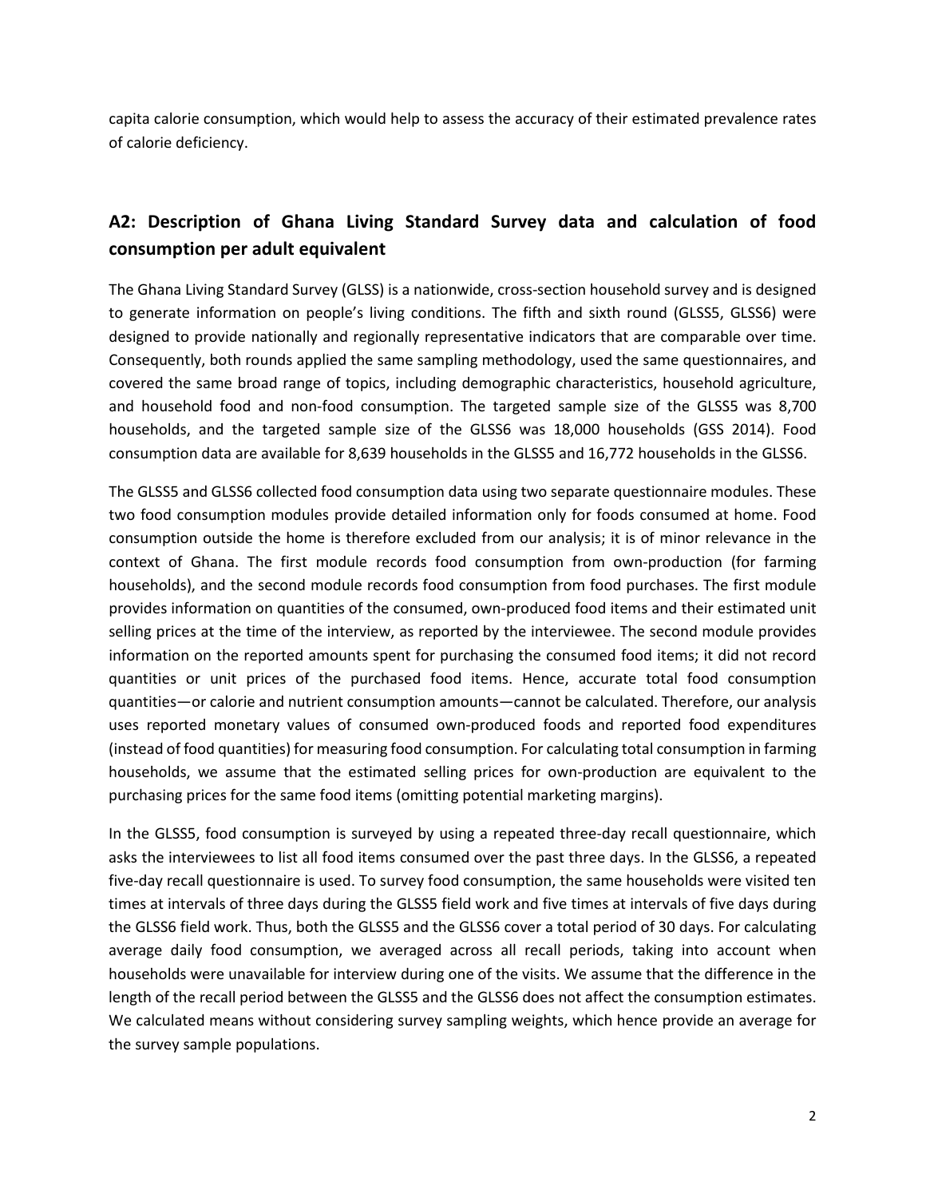capita calorie consumption, which would help to assess the accuracy of their estimated prevalence rates of calorie deficiency.

## A2: Description of Ghana Living Standard Survey data and calculation of food consumption per adult equivalent

The Ghana Living Standard Survey (GLSS) is a nationwide, cross-section household survey and is designed to generate information on people's living conditions. The fifth and sixth round (GLSS5, GLSS6) were designed to provide nationally and regionally representative indicators that are comparable over time. Consequently, both rounds applied the same sampling methodology, used the same questionnaires, and covered the same broad range of topics, including demographic characteristics, household agriculture, and household food and non-food consumption. The targeted sample size of the GLSS5 was 8,700 households, and the targeted sample size of the GLSS6 was 18,000 households (GSS 2014). Food consumption data are available for 8,639 households in the GLSS5 and 16,772 households in the GLSS6.

The GLSS5 and GLSS6 collected food consumption data using two separate questionnaire modules. These two food consumption modules provide detailed information only for foods consumed at home. Food consumption outside the home is therefore excluded from our analysis; it is of minor relevance in the context of Ghana. The first module records food consumption from own-production (for farming households), and the second module records food consumption from food purchases. The first module provides information on quantities of the consumed, own-produced food items and their estimated unit selling prices at the time of the interview, as reported by the interviewee. The second module provides information on the reported amounts spent for purchasing the consumed food items; it did not record quantities or unit prices of the purchased food items. Hence, accurate total food consumption quantities—or calorie and nutrient consumption amounts—cannot be calculated. Therefore, our analysis uses reported monetary values of consumed own-produced foods and reported food expenditures (instead of food quantities) for measuring food consumption. For calculating total consumption in farming households, we assume that the estimated selling prices for own-production are equivalent to the purchasing prices for the same food items (omitting potential marketing margins).

In the GLSS5, food consumption is surveyed by using a repeated three-day recall questionnaire, which asks the interviewees to list all food items consumed over the past three days. In the GLSS6, a repeated five-day recall questionnaire is used. To survey food consumption, the same households were visited ten times at intervals of three days during the GLSS5 field work and five times at intervals of five days during the GLSS6 field work. Thus, both the GLSS5 and the GLSS6 cover a total period of 30 days. For calculating average daily food consumption, we averaged across all recall periods, taking into account when households were unavailable for interview during one of the visits. We assume that the difference in the length of the recall period between the GLSS5 and the GLSS6 does not affect the consumption estimates. We calculated means without considering survey sampling weights, which hence provide an average for the survey sample populations.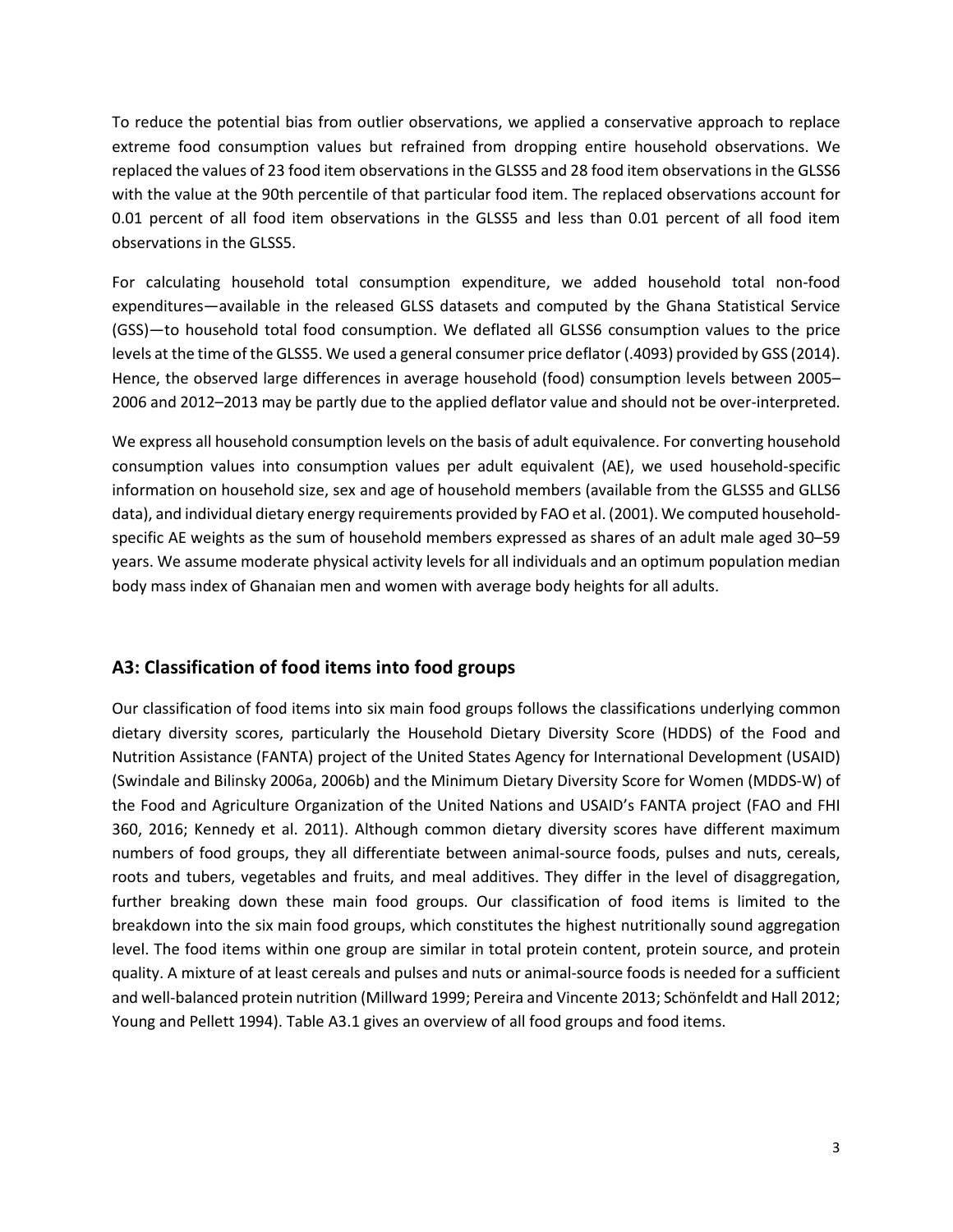To reduce the potential bias from outlier observations, we applied a conservative approach to replace extreme food consumption values but refrained from dropping entire household observations. We replaced the values of 23 food item observations in the GLSS5 and 28 food item observations in the GLSS6 with the value at the 90th percentile of that particular food item. The replaced observations account for 0.01 percent of all food item observations in the GLSS5 and less than 0.01 percent of all food item observations in the GLSS5.

For calculating household total consumption expenditure, we added household total non-food expenditures—available in the released GLSS datasets and computed by the Ghana Statistical Service (GSS)—to household total food consumption. We deflated all GLSS6 consumption values to the price levels at the time of the GLSS5. We used a general consumer price deflator (.4093) provided by GSS (2014). Hence, the observed large differences in average household (food) consumption levels between 2005–2006 and 2012–2013 may be partly due to the applied deflator value and should not be over-interpreted.

We express all household consumption levels on the basis of adult equivalence. For converting household consumption values into consumption values per adult equivalent (AE), we used household-specific information on household size, sex and age of household members (available from the GLSS5 and GLLS6 data), and individual dietary energy requirements provided by FAO et al. (2001). We computed household-specific AE weights as the sum of household members expressed as shares of an adult male aged 30–59 years. We assume moderate physical activity levels for all individuals and an optimum population median body mass index of Ghanaian men and women with average body heights for all adults.

## A3: Classification of food items into food groups

Our classification of food items into six main food groups follows the classifications underlying common dietary diversity scores, particularly the Household Dietary Diversity Score (HDDS) of the Food and Nutrition Assistance (FANTA) project of the United States Agency for International Development (USAID) (Swindale and Bilinsky 2006a, 2006b) and the Minimum Dietary Diversity Score for Women (MDDS-W) of the Food and Agriculture Organization of the United Nations and USAID's FANTA project (FAO and FHI 360, 2016; Kennedy et al. 2011). Although common dietary diversity scores have different maximum numbers of food groups, they all differentiate between animal-source foods, pulses and nuts, cereals, roots and tubers, vegetables and fruits, and meal additives. They differ in the level of disaggregation, further breaking down these main food groups. Our classification of food items is limited to the breakdown into the six main food groups, which constitutes the highest nutritionally sound aggregation level. The food items within one group are similar in total protein content, protein source, and protein quality. A mixture of at least cereals and pulses and nuts or animal-source foods is needed for a sufficient and well-balanced protein nutrition (Millward 1999; Pereira and Vincente 2013; Schönfeldt and Hall 2012; Young and Pellett 1994). Table A3.1 gives an overview of all food groups and food items.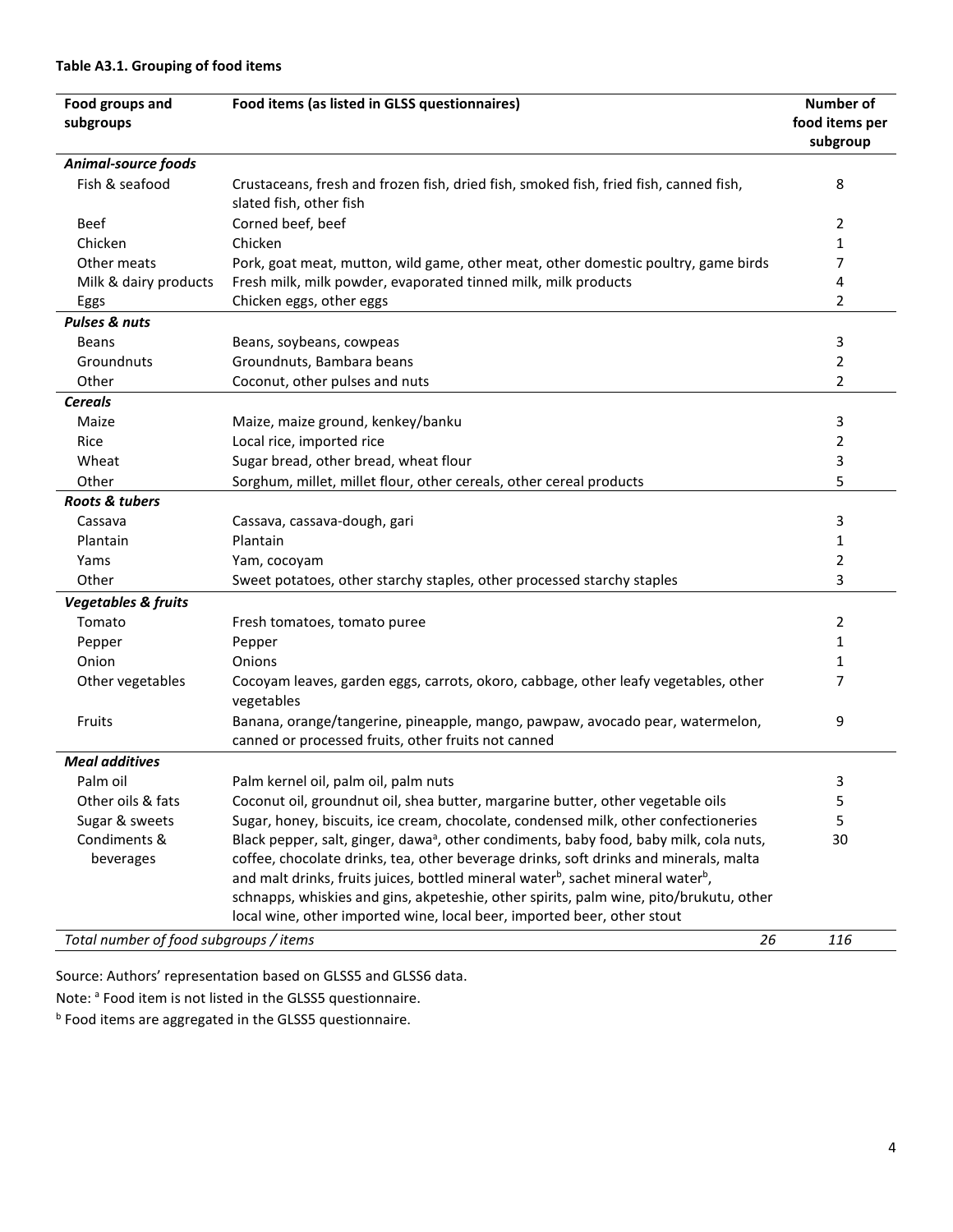**Table A3.1. Grouping of food items**

| Food groups and subgroups | Food items (as listed in GLSS questionnaires) | Number of food items per subgroup |
|---|---|---|
| ***Animal-source foods*** | | |
| Fish & seafood | Crustaceans, fresh and frozen fish, dried fish, smoked fish, fried fish, canned fish, slated fish, other fish | 8 |
| Beef | Corned beef, beef | 2 |
| Chicken | Chicken | 1 |
| Other meats | Pork, goat meat, mutton, wild game, other meat, other domestic poultry, game birds | 7 |
| Milk & dairy products | Fresh milk, milk powder, evaporated tinned milk, milk products | 4 |
| Eggs | Chicken eggs, other eggs | 2 |
| ***Pulses & nuts*** | | |
| Beans | Beans, soybeans, cowpeas | 3 |
| Groundnuts | Groundnuts, Bambara beans | 2 |
| Other | Coconut, other pulses and nuts | 2 |
| ***Cereals*** | | |
| Maize | Maize, maize ground, kenkey/banku | 3 |
| Rice | Local rice, imported rice | 2 |
| Wheat | Sugar bread, other bread, wheat flour | 3 |
| Other | Sorghum, millet, millet flour, other cereals, other cereal products | 5 |
| ***Roots & tubers*** | | |
| Cassava | Cassava, cassava-dough, gari | 3 |
| Plantain | Plantain | 1 |
| Yams | Yam, cocoyam | 2 |
| Other | Sweet potatoes, other starchy staples, other processed starchy staples | 3 |
| ***Vegetables & fruits*** | | |
| Tomato | Fresh tomatoes, tomato puree | 2 |
| Pepper | Pepper | 1 |
| Onion | Onions | 1 |
| Other vegetables | Cocoyam leaves, garden eggs, carrots, okoro, cabbage, other leafy vegetables, other vegetables | 7 |
| Fruits | Banana, orange/tangerine, pineapple, mango, pawpaw, avocado pear, watermelon, canned or processed fruits, other fruits not canned | 9 |
| ***Meal additives*** | | |
| Palm oil | Palm kernel oil, palm oil, palm nuts | 3 |
| Other oils & fats | Coconut oil, groundnut oil, shea butter, margarine butter, other vegetable oils | 5 |
| Sugar & sweets | Sugar, honey, biscuits, ice cream, chocolate, condensed milk, other confectioneries | 5 |
| Condiments & beverages | Black pepper, salt, ginger, dawa[a], other condiments, baby food, baby milk, cola nuts, coffee, chocolate drinks, tea, other beverage drinks, soft drinks and minerals, malta and malt drinks, fruits juices, bottled mineral water[b], sachet mineral water[b], schnapps, whiskies and gins, akpeteshie, other spirits, palm wine, pito/brukutu, other local wine, other imported wine, local beer, imported beer, other stout | 30 |
| *Total number of food subgroups / items* | *26* | *116* |

Source: Authors' representation based on GLSS5 and GLSS6 data.

Note: [a] Food item is not listed in the GLSS5 questionnaire.

[b] Food items are aggregated in the GLSS5 questionnaire.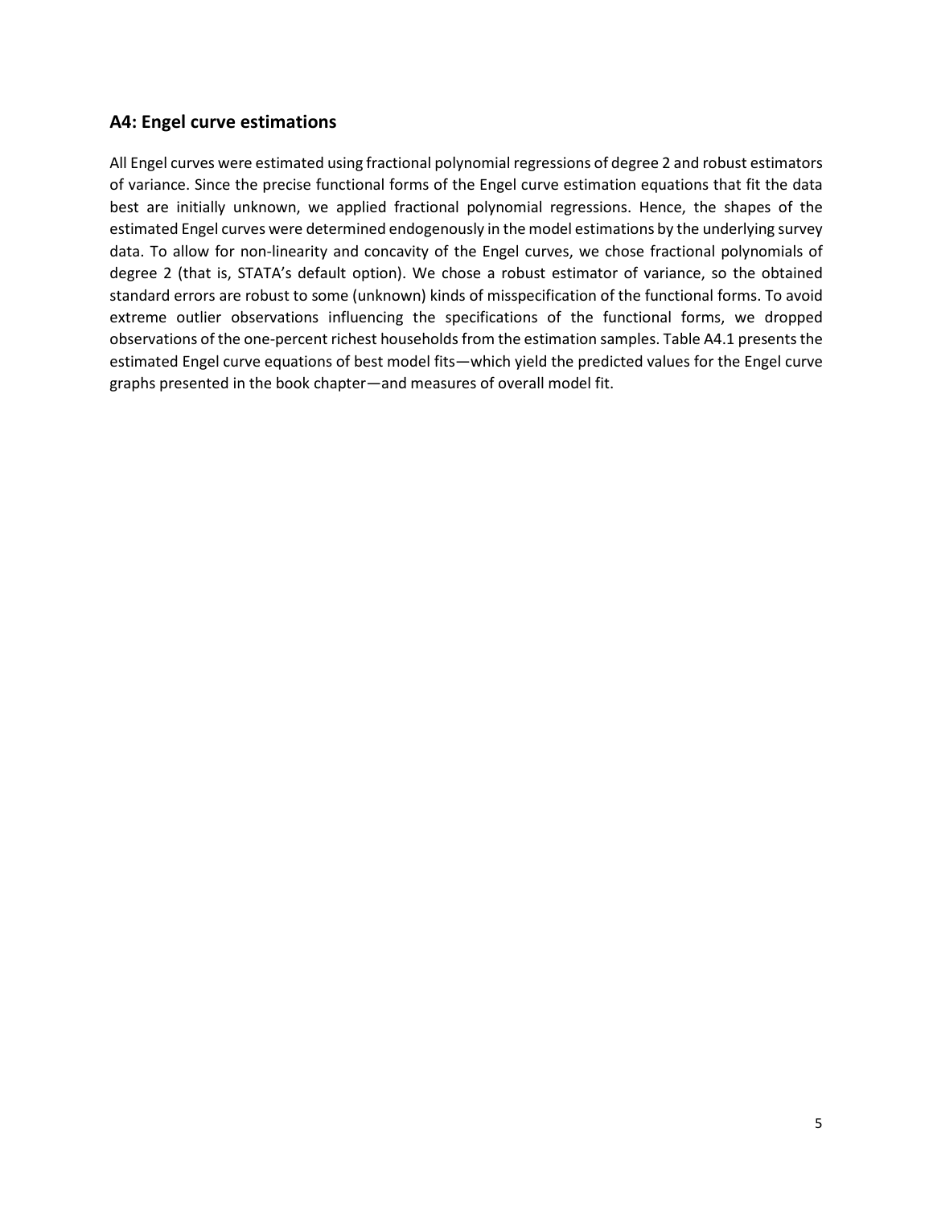## A4: Engel curve estimations

All Engel curves were estimated using fractional polynomial regressions of degree 2 and robust estimators of variance. Since the precise functional forms of the Engel curve estimation equations that fit the data best are initially unknown, we applied fractional polynomial regressions. Hence, the shapes of the estimated Engel curves were determined endogenously in the model estimations by the underlying survey data. To allow for non-linearity and concavity of the Engel curves, we chose fractional polynomials of degree 2 (that is, STATA's default option). We chose a robust estimator of variance, so the obtained standard errors are robust to some (unknown) kinds of misspecification of the functional forms. To avoid extreme outlier observations influencing the specifications of the functional forms, we dropped observations of the one-percent richest households from the estimation samples. Table A4.1 presents the estimated Engel curve equations of best model fits—which yield the predicted values for the Engel curve graphs presented in the book chapter—and measures of overall model fit.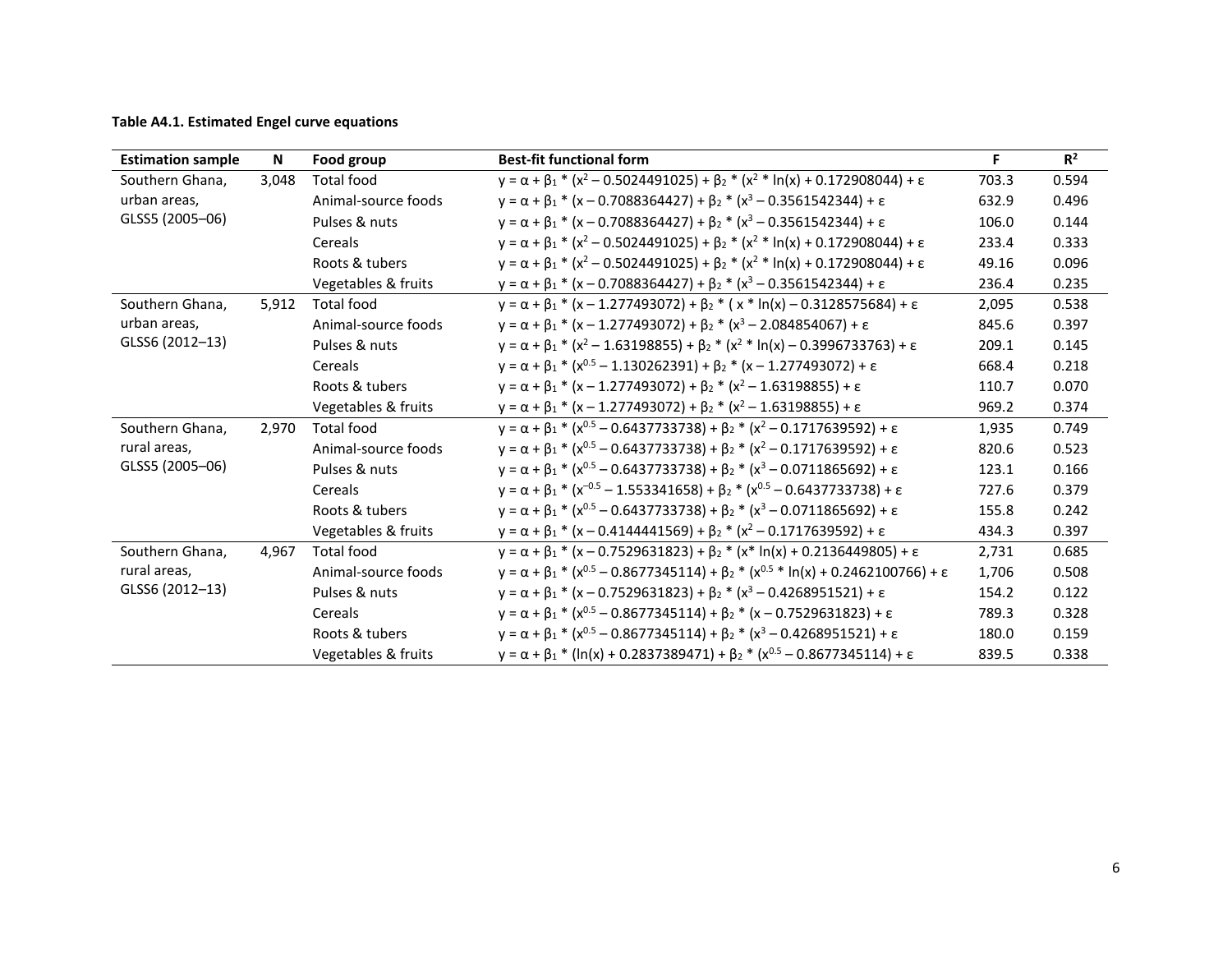**Table A4.1. Estimated Engel curve equations**

| Estimation sample | N | Food group | Best-fit functional form | F | $R^2$ |
|---|---|---|---|---|---|
| Southern Ghana, urban areas, GLSS5 (2005–06) | 3,048 | Total food | $y = \alpha + \beta_1 * (x^2 - 0.5024491025) + \beta_2 * (x^2 * \ln(x) + 0.172908044) + \varepsilon$ | 703.3 | 0.594 |
| | | Animal-source foods | $y = \alpha + \beta_1 * (x - 0.7088364427) + \beta_2 * (x^3 - 0.3561542344) + \varepsilon$ | 632.9 | 0.496 |
| | | Pulses & nuts | $y = \alpha + \beta_1 * (x - 0.7088364427) + \beta_2 * (x^3 - 0.3561542344) + \varepsilon$ | 106.0 | 0.144 |
| | | Cereals | $y = \alpha + \beta_1 * (x^2 - 0.5024491025) + \beta_2 * (x^2 * \ln(x) + 0.172908044) + \varepsilon$ | 233.4 | 0.333 |
| | | Roots & tubers | $y = \alpha + \beta_1 * (x^2 - 0.5024491025) + \beta_2 * (x^2 * \ln(x) + 0.172908044) + \varepsilon$ | 49.16 | 0.096 |
| | | Vegetables & fruits | $y = \alpha + \beta_1 * (x - 0.7088364427) + \beta_2 * (x^3 - 0.3561542344) + \varepsilon$ | 236.4 | 0.235 |
| Southern Ghana, urban areas, GLSS6 (2012–13) | 5,912 | Total food | $y = \alpha + \beta_1 * (x - 1.277493072) + \beta_2 * ( x * \ln(x) - 0.3128575684) + \varepsilon$ | 2,095 | 0.538 |
| | | Animal-source foods | $y = \alpha + \beta_1 * (x - 1.277493072) + \beta_2 * (x^3 - 2.084854067) + \varepsilon$ | 845.6 | 0.397 |
| | | Pulses & nuts | $y = \alpha + \beta_1 * (x^2 - 1.63198855) + \beta_2 * (x^2 * \ln(x) - 0.3996733763) + \varepsilon$ | 209.1 | 0.145 |
| | | Cereals | $y = \alpha + \beta_1 * (x^{0.5} - 1.130262391) + \beta_2 * (x - 1.277493072) + \varepsilon$ | 668.4 | 0.218 |
| | | Roots & tubers | $y = \alpha + \beta_1 * (x - 1.277493072) + \beta_2 * (x^2 - 1.63198855) + \varepsilon$ | 110.7 | 0.070 |
| | | Vegetables & fruits | $y = \alpha + \beta_1 * (x - 1.277493072) + \beta_2 * (x^2 - 1.63198855) + \varepsilon$ | 969.2 | 0.374 |
| Southern Ghana, rural areas, GLSS5 (2005–06) | 2,970 | Total food | $y = \alpha + \beta_1 * (x^{0.5} - 0.6437733738) + \beta_2 * (x^2 - 0.1717639592) + \varepsilon$ | 1,935 | 0.749 |
| | | Animal-source foods | $y = \alpha + \beta_1 * (x^{0.5} - 0.6437733738) + \beta_2 * (x^2 - 0.1717639592) + \varepsilon$ | 820.6 | 0.523 |
| | | Pulses & nuts | $y = \alpha + \beta_1 * (x^{0.5} - 0.6437733738) + \beta_2 * (x^3 - 0.0711865692) + \varepsilon$ | 123.1 | 0.166 |
| | | Cereals | $y = \alpha + \beta_1 * (x^{-0.5} - 1.553341658) + \beta_2 * (x^{0.5} - 0.6437733738) + \varepsilon$ | 727.6 | 0.379 |
| | | Roots & tubers | $y = \alpha + \beta_1 * (x^{0.5} - 0.6437733738) + \beta_2 * (x^3 - 0.0711865692) + \varepsilon$ | 155.8 | 0.242 |
| | | Vegetables & fruits | $y = \alpha + \beta_1 * (x - 0.4144441569) + \beta_2 * (x^2 - 0.1717639592) + \varepsilon$ | 434.3 | 0.397 |
| Southern Ghana, rural areas, GLSS6 (2012–13) | 4,967 | Total food | $y = \alpha + \beta_1 * (x - 0.7529631823) + \beta_2 * (x * \ln(x) + 0.2136449805) + \varepsilon$ | 2,731 | 0.685 |
| | | Animal-source foods | $y = \alpha + \beta_1 * (x^{0.5} - 0.8677345114) + \beta_2 * (x^{0.5} * \ln(x) + 0.2462100766) + \varepsilon$ | 1,706 | 0.508 |
| | | Pulses & nuts | $y = \alpha + \beta_1 * (x - 0.7529631823) + \beta_2 * (x^3 - 0.4268951521) + \varepsilon$ | 154.2 | 0.122 |
| | | Cereals | $y = \alpha + \beta_1 * (x^{0.5} - 0.8677345114) + \beta_2 * (x - 0.7529631823) + \varepsilon$ | 789.3 | 0.328 |
| | | Roots & tubers | $y = \alpha + \beta_1 * (x^{0.5} - 0.8677345114) + \beta_2 * (x^3 - 0.4268951521) + \varepsilon$ | 180.0 | 0.159 |
| | | Vegetables & fruits | $y = \alpha + \beta_1 * (\ln(x) + 0.2837389471) + \beta_2 * (x^{0.5} - 0.8677345114) + \varepsilon$ | 839.5 | 0.338 |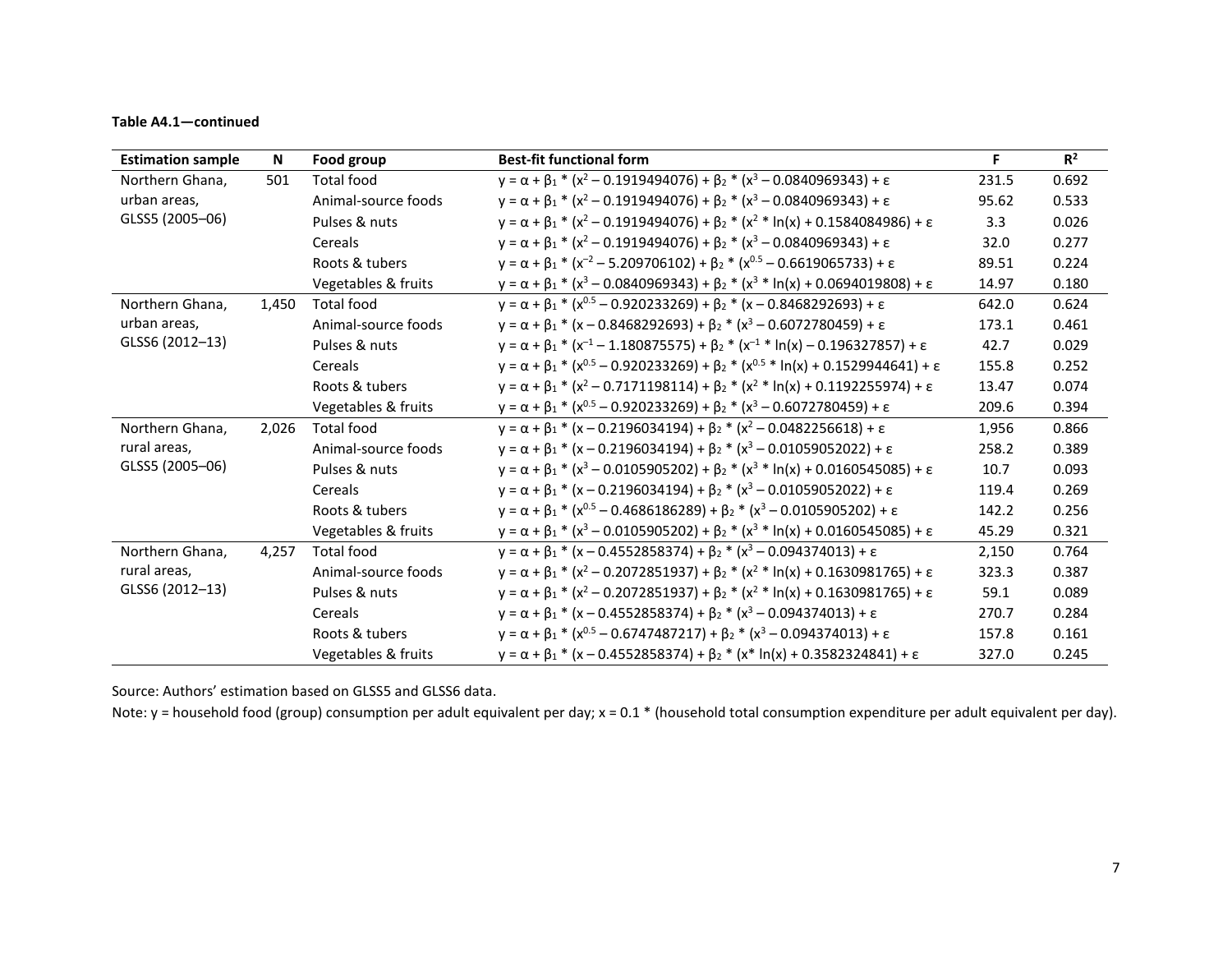**Table A4.1—continued**

| Estimation sample | N | Food group | Best-fit functional form | F | $R^2$ |
|---|---|---|---|---|---|
| Northern Ghana, urban areas, GLSS5 (2005–06) | 501 | Total food | $y = \alpha + \beta_1 * (x^2 - 0.1919494076) + \beta_2 * (x^3 - 0.0840969343) + \varepsilon$ | 231.5 | 0.692 |
| | | Animal-source foods | $y = \alpha + \beta_1 * (x^2 - 0.1919494076) + \beta_2 * (x^3 - 0.0840969343) + \varepsilon$ | 95.62 | 0.533 |
| | | Pulses & nuts | $y = \alpha + \beta_1 * (x^2 - 0.1919494076) + \beta_2 * (x^2 * \ln(x) + 0.1584084986) + \varepsilon$ | 3.3 | 0.026 |
| | | Cereals | $y = \alpha + \beta_1 * (x^2 - 0.1919494076) + \beta_2 * (x^3 - 0.0840969343) + \varepsilon$ | 32.0 | 0.277 |
| | | Roots & tubers | $y = \alpha + \beta_1 * (x^{-2} - 5.209706102) + \beta_2 * (x^{0.5} - 0.6619065733) + \varepsilon$ | 89.51 | 0.224 |
| | | Vegetables & fruits | $y = \alpha + \beta_1 * (x^3 - 0.0840969343) + \beta_2 * (x^3 * \ln(x) + 0.0694019808) + \varepsilon$ | 14.97 | 0.180 |
| Northern Ghana, urban areas, GLSS6 (2012–13) | 1,450 | Total food | $y = \alpha + \beta_1 * (x^{0.5} - 0.920233269) + \beta_2 * (x - 0.8468292693) + \varepsilon$ | 642.0 | 0.624 |
| | | Animal-source foods | $y = \alpha + \beta_1 * (x - 0.8468292693) + \beta_2 * (x^3 - 0.6072780459) + \varepsilon$ | 173.1 | 0.461 |
| | | Pulses & nuts | $y = \alpha + \beta_1 * (x^{-1} - 1.180875575) + \beta_2 * (x^{-1} * \ln(x) - 0.196327857) + \varepsilon$ | 42.7 | 0.029 |
| | | Cereals | $y = \alpha + \beta_1 * (x^{0.5} - 0.920233269) + \beta_2 * (x^{0.5} * \ln(x) + 0.1529944641) + \varepsilon$ | 155.8 | 0.252 |
| | | Roots & tubers | $y = \alpha + \beta_1 * (x^2 - 0.7171198114) + \beta_2 * (x^2 * \ln(x) + 0.1192255974) + \varepsilon$ | 13.47 | 0.074 |
| | | Vegetables & fruits | $y = \alpha + \beta_1 * (x^{0.5} - 0.920233269) + \beta_2 * (x^3 - 0.6072780459) + \varepsilon$ | 209.6 | 0.394 |
| Northern Ghana, rural areas, GLSS5 (2005–06) | 2,026 | Total food | $y = \alpha + \beta_1 * (x - 0.2196034194) + \beta_2 * (x^2 - 0.0482256618) + \varepsilon$ | 1,956 | 0.866 |
| | | Animal-source foods | $y = \alpha + \beta_1 * (x - 0.2196034194) + \beta_2 * (x^3 - 0.01059052022) + \varepsilon$ | 258.2 | 0.389 |
| | | Pulses & nuts | $y = \alpha + \beta_1 * (x^3 - 0.0105905202) + \beta_2 * (x^3 * \ln(x) + 0.0160545085) + \varepsilon$ | 10.7 | 0.093 |
| | | Cereals | $y = \alpha + \beta_1 * (x - 0.2196034194) + \beta_2 * (x^3 - 0.01059052022) + \varepsilon$ | 119.4 | 0.269 |
| | | Roots & tubers | $y = \alpha + \beta_1 * (x^{0.5} - 0.4686186289) + \beta_2 * (x^3 - 0.0105905202) + \varepsilon$ | 142.2 | 0.256 |
| | | Vegetables & fruits | $y = \alpha + \beta_1 * (x^3 - 0.0105905202) + \beta_2 * (x^3 * \ln(x) + 0.0160545085) + \varepsilon$ | 45.29 | 0.321 |
| Northern Ghana, rural areas, GLSS6 (2012–13) | 4,257 | Total food | $y = \alpha + \beta_1 * (x - 0.4552858374) + \beta_2 * (x^3 - 0.094374013) + \varepsilon$ | 2,150 | 0.764 |
| | | Animal-source foods | $y = \alpha + \beta_1 * (x^2 - 0.2072851937) + \beta_2 * (x^2 * \ln(x) + 0.1630981765) + \varepsilon$ | 323.3 | 0.387 |
| | | Pulses & nuts | $y = \alpha + \beta_1 * (x^2 - 0.2072851937) + \beta_2 * (x^2 * \ln(x) + 0.1630981765) + \varepsilon$ | 59.1 | 0.089 |
| | | Cereals | $y = \alpha + \beta_1 * (x - 0.4552858374) + \beta_2 * (x^3 - 0.094374013) + \varepsilon$ | 270.7 | 0.284 |
| | | Roots & tubers | $y = \alpha + \beta_1 * (x^{0.5} - 0.6747487217) + \beta_2 * (x^3 - 0.094374013) + \varepsilon$ | 157.8 | 0.161 |
| | | Vegetables & fruits | $y = \alpha + \beta_1 * (x - 0.4552858374) + \beta_2 * (x * \ln(x) + 0.3582324841) + \varepsilon$ | 327.0 | 0.245 |

Source: Authors' estimation based on GLSS5 and GLSS6 data.

Note: y = household food (group) consumption per adult equivalent per day; x = 0.1 * (household total consumption expenditure per adult equivalent per day).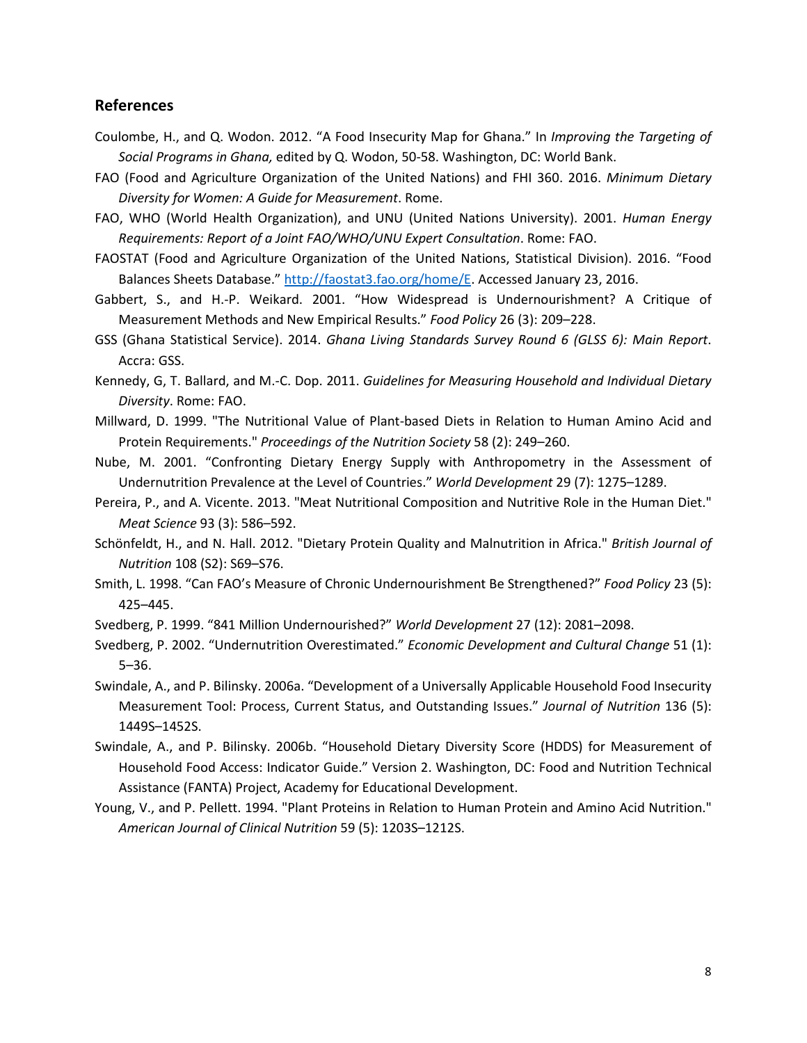## References

Coulombe, H., and Q. Wodon. 2012. “A Food Insecurity Map for Ghana.” In *Improving the Targeting of Social Programs in Ghana,* edited by Q. Wodon, 50-58. Washington, DC: World Bank.

FAO (Food and Agriculture Organization of the United Nations) and FHI 360. 2016. *Minimum Dietary Diversity for Women: A Guide for Measurement*. Rome.

FAO, WHO (World Health Organization), and UNU (United Nations University). 2001. *Human Energy Requirements: Report of a Joint FAO/WHO/UNU Expert Consultation*. Rome: FAO.

FAOSTAT (Food and Agriculture Organization of the United Nations, Statistical Division). 2016. “Food Balances Sheets Database.” http://faostat3.fao.org/home/E. Accessed January 23, 2016.

Gabbert, S., and H.-P. Weikard. 2001. “How Widespread is Undernourishment? A Critique of Measurement Methods and New Empirical Results.” *Food Policy* 26 (3): 209–228.

GSS (Ghana Statistical Service). 2014. *Ghana Living Standards Survey Round 6 (GLSS 6): Main Report*. Accra: GSS.

Kennedy, G, T. Ballard, and M.-C. Dop. 2011. *Guidelines for Measuring Household and Individual Dietary Diversity*. Rome: FAO.

Millward, D. 1999. "The Nutritional Value of Plant-based Diets in Relation to Human Amino Acid and Protein Requirements." *Proceedings of the Nutrition Society* 58 (2): 249–260.

Nube, M. 2001. “Confronting Dietary Energy Supply with Anthropometry in the Assessment of Undernutrition Prevalence at the Level of Countries.” *World Development* 29 (7): 1275–1289.

Pereira, P., and A. Vicente. 2013. "Meat Nutritional Composition and Nutritive Role in the Human Diet." *Meat Science* 93 (3): 586–592.

Schönfeldt, H., and N. Hall. 2012. "Dietary Protein Quality and Malnutrition in Africa." *British Journal of Nutrition* 108 (S2): S69–S76.

Smith, L. 1998. “Can FAO’s Measure of Chronic Undernourishment Be Strengthened?” *Food Policy* 23 (5): 425–445.

Svedberg, P. 1999. “841 Million Undernourished?” *World Development* 27 (12): 2081–2098.

Svedberg, P. 2002. “Undernutrition Overestimated.” *Economic Development and Cultural Change* 51 (1): 5–36.

Swindale, A., and P. Bilinsky. 2006a. “Development of a Universally Applicable Household Food Insecurity Measurement Tool: Process, Current Status, and Outstanding Issues.” *Journal of Nutrition* 136 (5): 1449S–1452S.

Swindale, A., and P. Bilinsky. 2006b. “Household Dietary Diversity Score (HDDS) for Measurement of Household Food Access: Indicator Guide.” Version 2. Washington, DC: Food and Nutrition Technical Assistance (FANTA) Project, Academy for Educational Development.

Young, V., and P. Pellett. 1994. "Plant Proteins in Relation to Human Protein and Amino Acid Nutrition." *American Journal of Clinical Nutrition* 59 (5): 1203S–1212S.